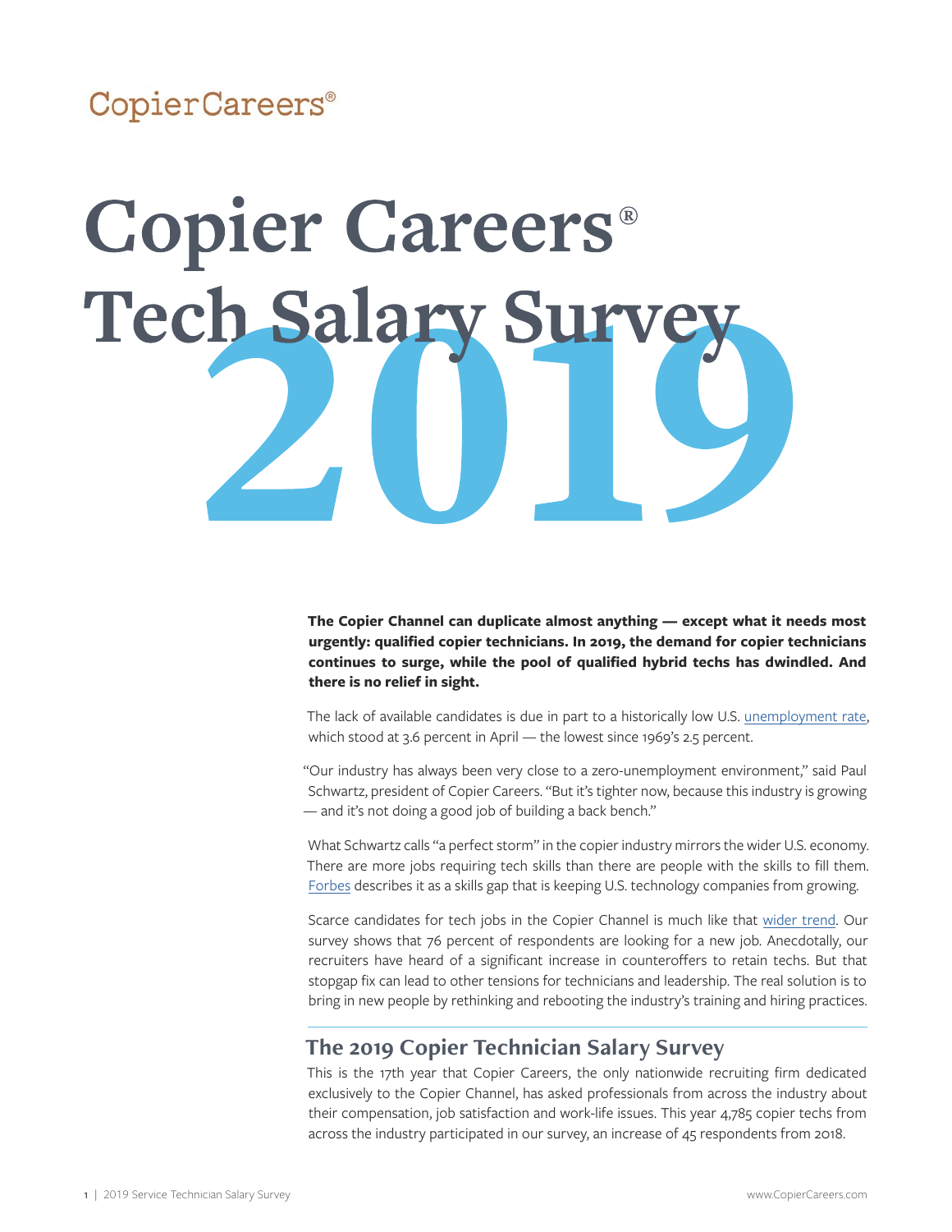CopierCareers®

# Copier Careers® Tech Salary Survey 2019

**The Copier Channel can duplicate almost anything — except what it needs most urgently: qualified copier technicians. In 2019, the demand for copier technicians continues to surge, while the pool of qualified hybrid techs has dwindled. And there is no relief in sight.**

The lack of available candidates is due in part to a historically low U.S. unemployment rate, which stood at 3.6 percent in April — the lowest since 1969's 2.5 percent.

"Our industry has always been very close to a zero-unemployment environment," said Paul Schwartz, president of Copier Careers. "But it's tighter now, because this industry is growing — and it's not doing a good job of building a back bench."

What Schwartz calls "a perfect storm" in the copier industry mirrors the wider U.S. economy. There are more jobs requiring tech skills than there are people with the skills to fill them. Forbes describes it as a skills gap that is keeping U.S. technology companies from growing.

Scarce candidates for tech jobs in the Copier Channel is much like that wider trend. Our survey shows that 76 percent of respondents are looking for a new job. Anecdotally, our recruiters have heard of a significant increase in counteroffers to retain techs. But that stopgap fix can lead to other tensions for technicians and leadership. The real solution is to bring in new people by rethinking and rebooting the industry's training and hiring practices.

## The 2019 Copier Technician Salary Survey

This is the 17th year that Copier Careers, the only nationwide recruiting firm dedicated exclusively to the Copier Channel, has asked professionals from across the industry about their compensation, job satisfaction and work-life issues. This year 4,785 copier techs from across the industry participated in our survey, an increase of 45 respondents from 2018.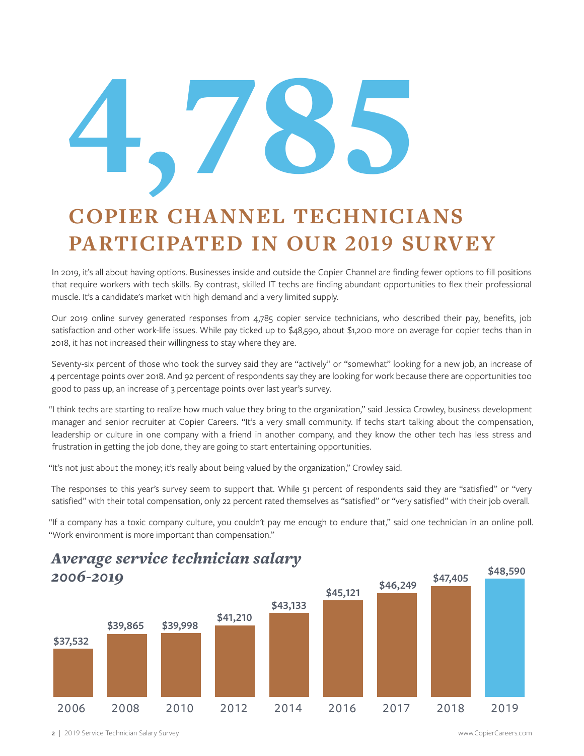# 4,785

## COPIER CHANNEL TECHNICIANS PARTICIPATED IN OUR 2019 SURVEY

In 2019, it's all about having options. Businesses inside and outside the Copier Channel are finding fewer options to fill positions that require workers with tech skills. By contrast, skilled IT techs are finding abundant opportunities to flex their professional muscle. It's a candidate's market with high demand and a very limited supply.

Our 2019 online survey generated responses from 4,785 copier service technicians, who described their pay, benefits, job satisfaction and other work-life issues. While pay ticked up to $48,590, about $1,200 more on average for copier techs than in 2018, it has not increased their willingness to stay where they are.

Seventy-six percent of those who took the survey said they are "actively" or "somewhat" looking for a new job, an increase of 4 percentage points over 2018. And 92 percent of respondents say they are looking for work because there are opportunities too good to pass up, an increase of 3 percentage points over last year's survey.

"I think techs are starting to realize how much value they bring to the organization," said Jessica Crowley, business development manager and senior recruiter at Copier Careers. "It's a very small community. If techs start talking about the compensation, leadership or culture in one company with a friend in another company, and they know the other tech has less stress and frustration in getting the job done, they are going to start entertaining opportunities.

"It's not just about the money; it's really about being valued by the organization," Crowley said.

The responses to this year's survey seem to support that. While 51 percent of respondents said they are "satisfied" or "very satisfied" with their total compensation, only 22 percent rated themselves as "satisfied" or "very satisfied" with their job overall.

"If a company has a toxic company culture, you couldn't pay me enough to endure that," said one technician in an online poll. "Work environment is more important than compensation."

### *Average service technician salary 2006-2019*

| Year | Average Salary |
|---|---|
| 2006 | $37,532 |
| 2008 | $39,865 |
| 2010 | $39,998 |
| 2012 | $41,210 |
| 2014 | $43,133 |
| 2016 | $45,121 |
| 2017 | $46,249 |
| 2018 | $47,405 |
| 2019 | $48,590 |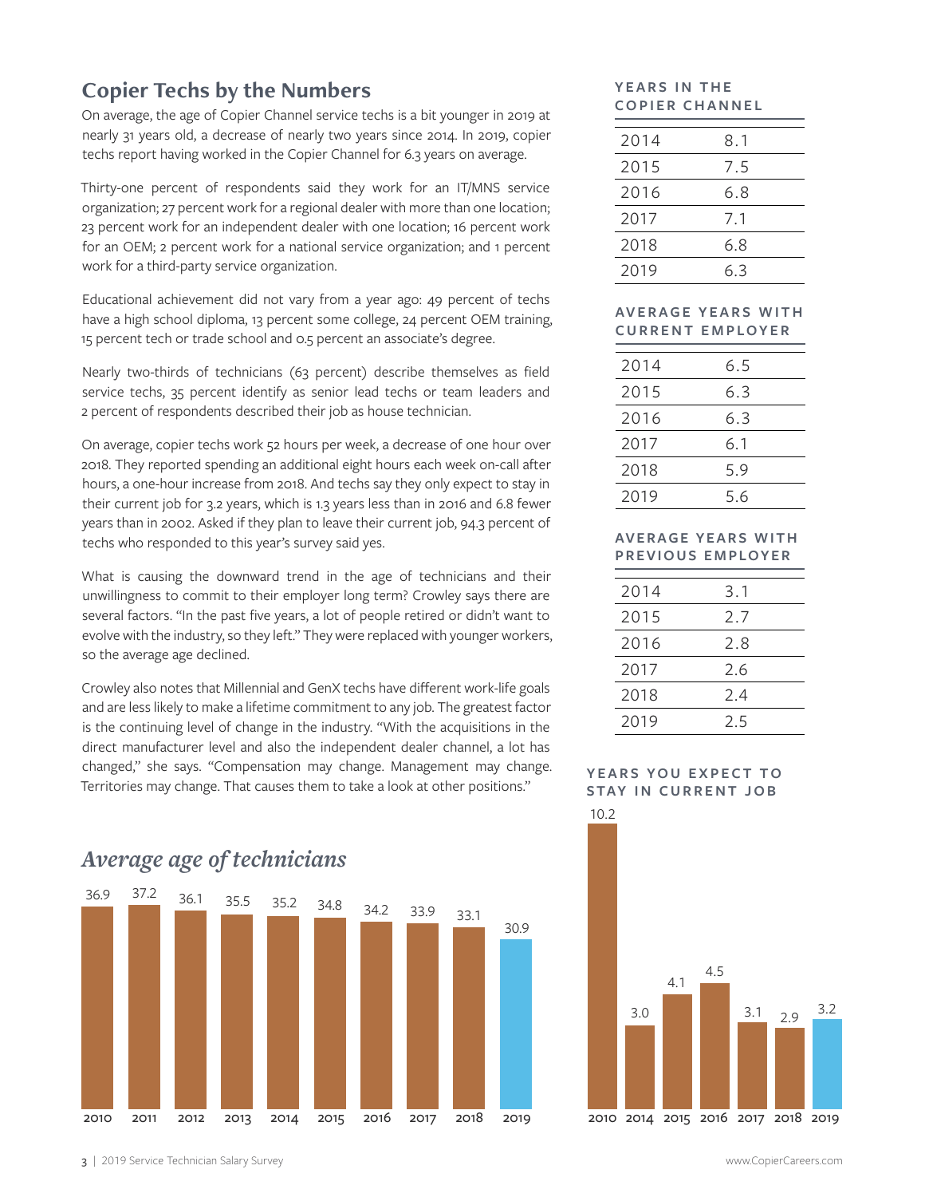## Copier Techs by the Numbers

On average, the age of Copier Channel service techs is a bit younger in 2019 at nearly 31 years old, a decrease of nearly two years since 2014. In 2019, copier techs report having worked in the Copier Channel for 6.3 years on average.

Thirty-one percent of respondents said they work for an IT/MNS service organization; 27 percent work for a regional dealer with more than one location; 23 percent work for an independent dealer with one location; 16 percent work for an OEM; 2 percent work for a national service organization; and 1 percent work for a third-party service organization.

Educational achievement did not vary from a year ago: 49 percent of techs have a high school diploma, 13 percent some college, 24 percent OEM training, 15 percent tech or trade school and 0.5 percent an associate's degree.

Nearly two-thirds of technicians (63 percent) describe themselves as field service techs, 35 percent identify as senior lead techs or team leaders and 2 percent of respondents described their job as house technician.

On average, copier techs work 52 hours per week, a decrease of one hour over 2018. They reported spending an additional eight hours each week on-call after hours, a one-hour increase from 2018. And techs say they only expect to stay in their current job for 3.2 years, which is 1.3 years less than in 2016 and 6.8 fewer years than in 2002. Asked if they plan to leave their current job, 94.3 percent of techs who responded to this year's survey said yes.

What is causing the downward trend in the age of technicians and their unwillingness to commit to their employer long term? Crowley says there are several factors. "In the past five years, a lot of people retired or didn't want to evolve with the industry, so they left." They were replaced with younger workers, so the average age declined.

Crowley also notes that Millennial and GenX techs have different work-life goals and are less likely to make a lifetime commitment to any job. The greatest factor is the continuing level of change in the industry. "With the acquisitions in the direct manufacturer level and also the independent dealer channel, a lot has changed," she says. "Compensation may change. Management may change. Territories may change. That causes them to take a look at other positions."

### *Average age of technicians*

| Year | Average age |
|---|---|
| 2010 | 36.9 |
| 2011 | 37.2 |
| 2012 | 36.1 |
| 2013 | 35.5 |
| 2014 | 35.2 |
| 2015 | 34.8 |
| 2016 | 34.2 |
| 2017 | 33.9 |
| 2018 | 33.1 |
| 2019 | 30.9 |

### YEARS IN THE COPIER CHANNEL

| | |
|---|---|
| 2014 | 8.1 |
| 2015 | 7.5 |
| 2016 | 6.8 |
| 2017 | 7.1 |
| 2018 | 6.8 |
| 2019 | 6.3 |

### AVERAGE YEARS WITH CURRENT EMPLOYER

| | |
|---|---|
| 2014 | 6.5 |
| 2015 | 6.3 |
| 2016 | 6.3 |
| 2017 | 6.1 |
| 2018 | 5.9 |
| 2019 | 5.6 |

### AVERAGE YEARS WITH PREVIOUS EMPLOYER

| | |
|---|---|
| 2014 | 3.1 |
| 2015 | 2.7 |
| 2016 | 2.8 |
| 2017 | 2.6 |
| 2018 | 2.4 |
| 2019 | 2.5 |

### YEARS YOU EXPECT TO STAY IN CURRENT JOB

| Year | Years |
|---|---|
| 2010 | 10.2 |
| 2014 | 3.0 |
| 2015 | 4.1 |
| 2016 | 4.5 |
| 2017 | 3.1 |
| 2018 | 2.9 |
| 2019 | 3.2 |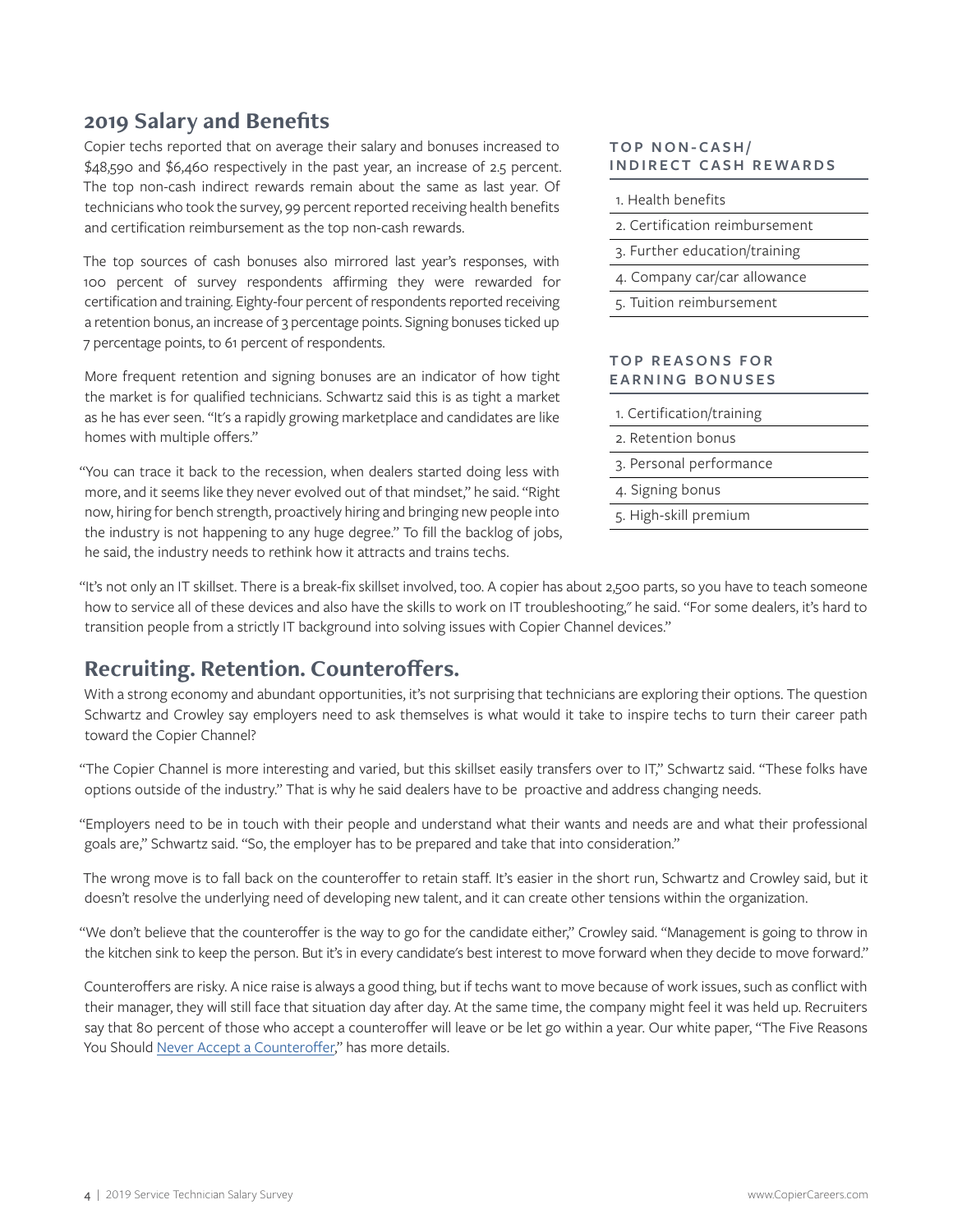## 2019 Salary and Benefits

Copier techs reported that on average their salary and bonuses increased to $48,590 and $6,460 respectively in the past year, an increase of 2.5 percent. The top non-cash indirect rewards remain about the same as last year. Of technicians who took the survey, 99 percent reported receiving health benefits and certification reimbursement as the top non-cash rewards.

The top sources of cash bonuses also mirrored last year's responses, with 100 percent of survey respondents affirming they were rewarded for certification and training. Eighty-four percent of respondents reported receiving a retention bonus, an increase of 3 percentage points. Signing bonuses ticked up 7 percentage points, to 61 percent of respondents.

More frequent retention and signing bonuses are an indicator of how tight the market is for qualified technicians. Schwartz said this is as tight a market as he has ever seen. "It's a rapidly growing marketplace and candidates are like homes with multiple offers."

"You can trace it back to the recession, when dealers started doing less with more, and it seems like they never evolved out of that mindset," he said. "Right now, hiring for bench strength, proactively hiring and bringing new people into the industry is not happening to any huge degree." To fill the backlog of jobs, he said, the industry needs to rethink how it attracts and trains techs.

### TOP NON-CASH/ INDIRECT CASH REWARDS

1. Health benefits
2. Certification reimbursement
3. Further education/training
4. Company car/car allowance
5. Tuition reimbursement

### TOP REASONS FOR EARNING BONUSES

1. Certification/training
2. Retention bonus
3. Personal performance
4. Signing bonus
5. High-skill premium

"It's not only an IT skillset. There is a break-fix skillset involved, too. A copier has about 2,500 parts, so you have to teach someone how to service all of these devices and also have the skills to work on IT troubleshooting," he said. "For some dealers, it's hard to transition people from a strictly IT background into solving issues with Copier Channel devices."

## Recruiting. Retention. Counteroffers.

With a strong economy and abundant opportunities, it's not surprising that technicians are exploring their options. The question Schwartz and Crowley say employers need to ask themselves is what would it take to inspire techs to turn their career path toward the Copier Channel?

"The Copier Channel is more interesting and varied, but this skillset easily transfers over to IT," Schwartz said. "These folks have options outside of the industry." That is why he said dealers have to be proactive and address changing needs.

"Employers need to be in touch with their people and understand what their wants and needs are and what their professional goals are," Schwartz said. "So, the employer has to be prepared and take that into consideration."

The wrong move is to fall back on the counteroffer to retain staff. It's easier in the short run, Schwartz and Crowley said, but it doesn't resolve the underlying need of developing new talent, and it can create other tensions within the organization.

"We don't believe that the counteroffer is the way to go for the candidate either," Crowley said. "Management is going to throw in the kitchen sink to keep the person. But it's in every candidate's best interest to move forward when they decide to move forward."

Counteroffers are risky. A nice raise is always a good thing, but if techs want to move because of work issues, such as conflict with their manager, they will still face that situation day after day. At the same time, the company might feel it was held up. Recruiters say that 80 percent of those who accept a counteroffer will leave or be let go within a year. Our white paper, "The Five Reasons You Should Never Accept a Counteroffer," has more details.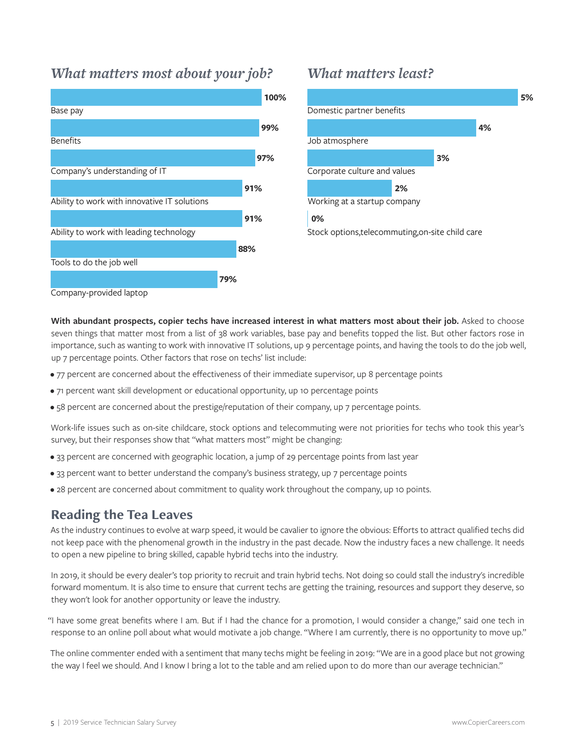## *What matters most about your job?*

| Item | Percent |
|---|---|
| Base pay | 100% |
| Benefits | 99% |
| Company's understanding of IT | 97% |
| Ability to work with innovative IT solutions | 91% |
| Ability to work with leading technology | 91% |
| Tools to do the job well | 88% |
| Company-provided laptop | 79% |

## *What matters least?*

| Item | Percent |
|---|---|
| Domestic partner benefits | 5% |
| Job atmosphere | 4% |
| Corporate culture and values | 3% |
| Working at a startup company | 2% |
| Stock options,telecommuting,on-site child care | 0% |

**With abundant prospects, copier techs have increased interest in what matters most about their job.** Asked to choose seven things that matter most from a list of 38 work variables, base pay and benefits topped the list. But other factors rose in importance, such as wanting to work with innovative IT solutions, up 9 percentage points, and having the tools to do the job well, up 7 percentage points. Other factors that rose on techs' list include:

- 77 percent are concerned about the effectiveness of their immediate supervisor, up 8 percentage points
- 71 percent want skill development or educational opportunity, up 10 percentage points
- 58 percent are concerned about the prestige/reputation of their company, up 7 percentage points.

Work-life issues such as on-site childcare, stock options and telecommuting were not priorities for techs who took this year's survey, but their responses show that "what matters most" might be changing:

- 33 percent are concerned with geographic location, a jump of 29 percentage points from last year
- 33 percent want to better understand the company's business strategy, up 7 percentage points
- 28 percent are concerned about commitment to quality work throughout the company, up 10 points.

## Reading the Tea Leaves

As the industry continues to evolve at warp speed, it would be cavalier to ignore the obvious: Efforts to attract qualified techs did not keep pace with the phenomenal growth in the industry in the past decade. Now the industry faces a new challenge. It needs to open a new pipeline to bring skilled, capable hybrid techs into the industry.

In 2019, it should be every dealer's top priority to recruit and train hybrid techs. Not doing so could stall the industry's incredible forward momentum. It is also time to ensure that current techs are getting the training, resources and support they deserve, so they won't look for another opportunity or leave the industry.

"I have some great benefits where I am. But if I had the chance for a promotion, I would consider a change," said one tech in response to an online poll about what would motivate a job change. "Where I am currently, there is no opportunity to move up."

The online commenter ended with a sentiment that many techs might be feeling in 2019: "We are in a good place but not growing the way I feel we should. And I know I bring a lot to the table and am relied upon to do more than our average technician."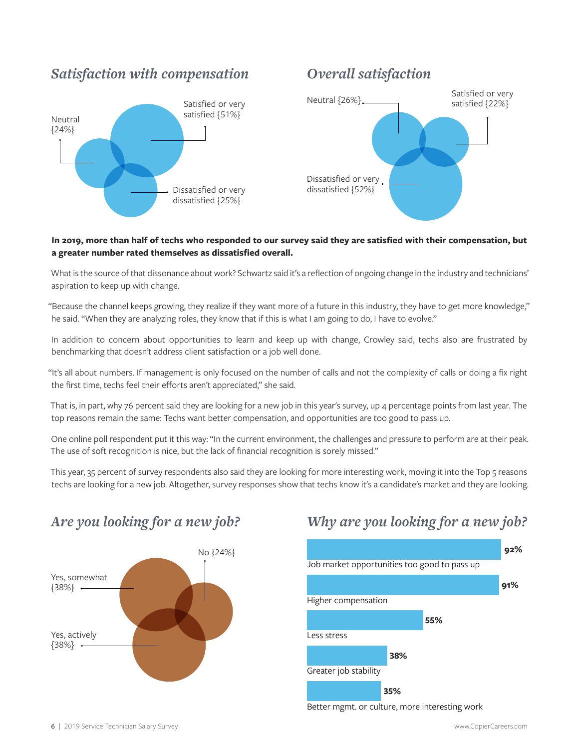## *Satisfaction with compensation*

Satisfied or very satisfied {51%}

Neutral {24%}

Dissatisfied or very dissatisfied {25%}

## *Overall satisfaction*

Neutral {26%}

Satisfied or very satisfied {22%}

Dissatisfied or very dissatisfied {52%}

**In 2019, more than half of techs who responded to our survey said they are satisfied with their compensation, but a greater number rated themselves as dissatisfied overall.**

What is the source of that dissonance about work? Schwartz said it's a reflection of ongoing change in the industry and technicians' aspiration to keep up with change.

"Because the channel keeps growing, they realize if they want more of a future in this industry, they have to get more knowledge," he said. "When they are analyzing roles, they know that if this is what I am going to do, I have to evolve."

In addition to concern about opportunities to learn and keep up with change, Crowley said, techs also are frustrated by benchmarking that doesn't address client satisfaction or a job well done.

"It's all about numbers. If management is only focused on the number of calls and not the complexity of calls or doing a fix right the first time, techs feel their efforts aren't appreciated," she said.

That is, in part, why 76 percent said they are looking for a new job in this year's survey, up 4 percentage points from last year. The top reasons remain the same: Techs want better compensation, and opportunities are too good to pass up.

One online poll respondent put it this way: "In the current environment, the challenges and pressure to perform are at their peak. The use of soft recognition is nice, but the lack of financial recognition is sorely missed."

This year, 35 percent of survey respondents also said they are looking for more interesting work, moving it into the Top 5 reasons techs are looking for a new job. Altogether, survey responses show that techs know it's a candidate's market and they are looking.

## *Are you looking for a new job?*

No {24%}

Yes, somewhat {38%}

Yes, actively {38%}

## *Why are you looking for a new job?*

| Reason | Percent |
|---|---|
| Job market opportunities too good to pass up | **92%** |
| Higher compensation | **91%** |
| Less stress | **55%** |
| Greater job stability | **38%** |
| Better mgmt. or culture, more interesting work | **35%** |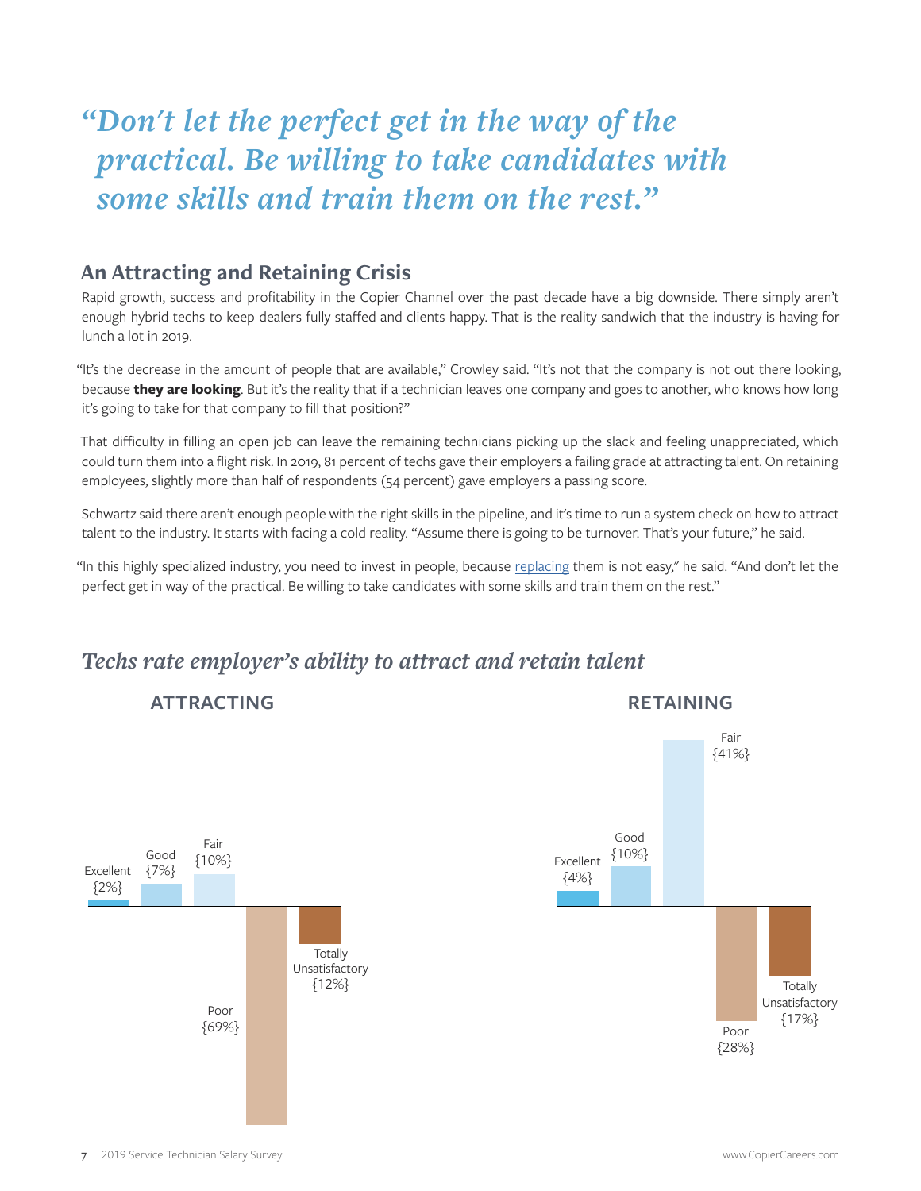*"Don't let the perfect get in the way of the practical. Be willing to take candidates with some skills and train them on the rest."*

## An Attracting and Retaining Crisis

Rapid growth, success and profitability in the Copier Channel over the past decade have a big downside. There simply aren't enough hybrid techs to keep dealers fully staffed and clients happy. That is the reality sandwich that the industry is having for lunch a lot in 2019.

"It's the decrease in the amount of people that are available," Crowley said. "It's not that the company is not out there looking, because **they are looking**. But it's the reality that if a technician leaves one company and goes to another, who knows how long it's going to take for that company to fill that position?"

That difficulty in filling an open job can leave the remaining technicians picking up the slack and feeling unappreciated, which could turn them into a flight risk. In 2019, 81 percent of techs gave their employers a failing grade at attracting talent. On retaining employees, slightly more than half of respondents (54 percent) gave employers a passing score.

Schwartz said there aren't enough people with the right skills in the pipeline, and it's time to run a system check on how to attract talent to the industry. It starts with facing a cold reality. "Assume there is going to be turnover. That's your future," he said.

"In this highly specialized industry, you need to invest in people, because replacing them is not easy," he said. "And don't let the perfect get in way of the practical. Be willing to take candidates with some skills and train them on the rest."

### *Techs rate employer's ability to attract and retain talent*

| Rating | ATTRACTING | RETAINING |
|---|---|---|
| Excellent | 2% | 4% |
| Good | 7% | 10% |
| Fair | 10% | 41% |
| Poor | 69% | 28% |
| Totally Unsatisfactory | 12% | 17% |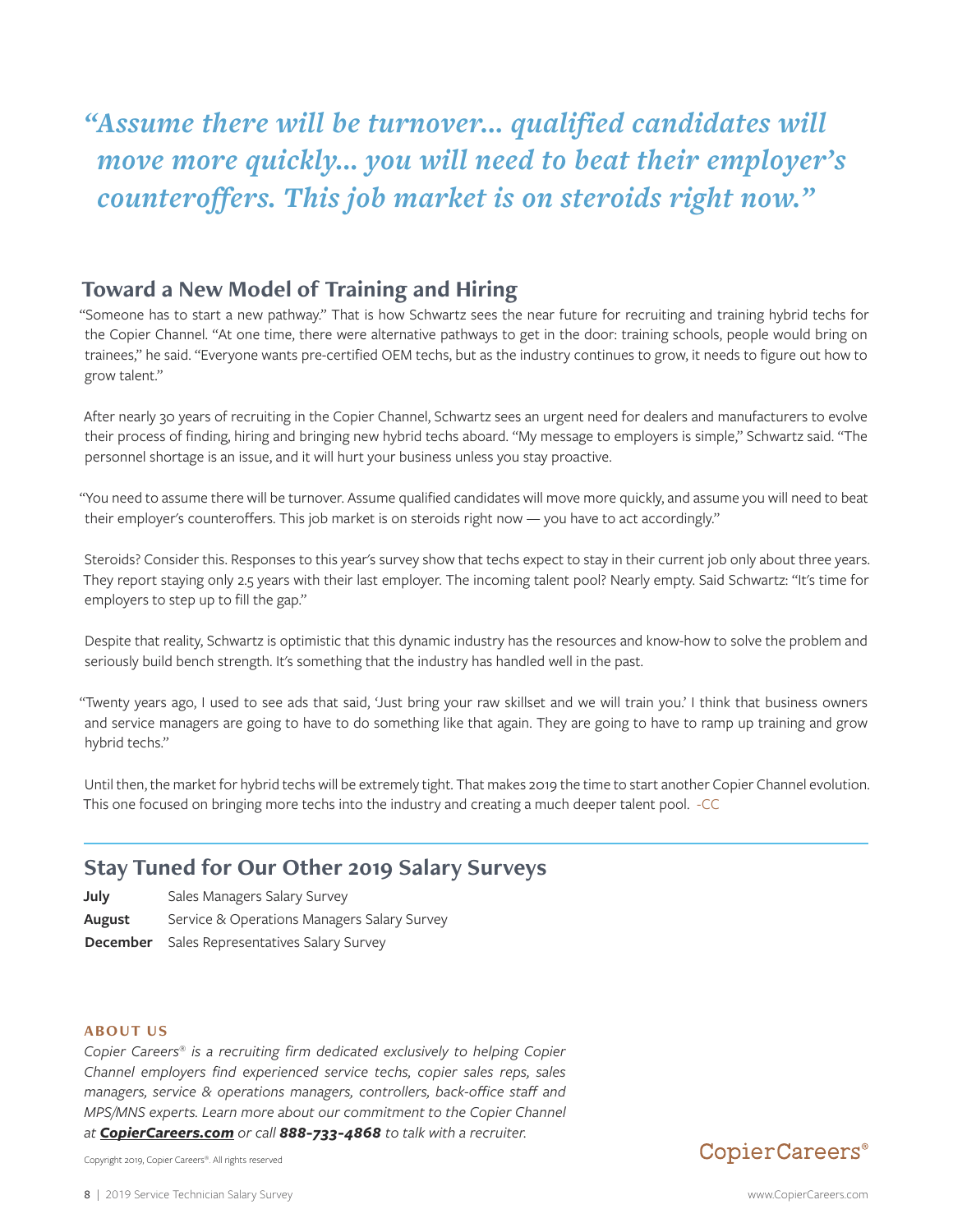*"Assume there will be turnover... qualified candidates will move more quickly... you will need to beat their employer's counteroffers. This job market is on steroids right now."*

## Toward a New Model of Training and Hiring

"Someone has to start a new pathway." That is how Schwartz sees the near future for recruiting and training hybrid techs for the Copier Channel. "At one time, there were alternative pathways to get in the door: training schools, people would bring on trainees," he said. "Everyone wants pre-certified OEM techs, but as the industry continues to grow, it needs to figure out how to grow talent."

After nearly 30 years of recruiting in the Copier Channel, Schwartz sees an urgent need for dealers and manufacturers to evolve their process of finding, hiring and bringing new hybrid techs aboard. "My message to employers is simple," Schwartz said. "The personnel shortage is an issue, and it will hurt your business unless you stay proactive.

"You need to assume there will be turnover. Assume qualified candidates will move more quickly, and assume you will need to beat their employer's counteroffers. This job market is on steroids right now — you have to act accordingly."

Steroids? Consider this. Responses to this year's survey show that techs expect to stay in their current job only about three years. They report staying only 2.5 years with their last employer. The incoming talent pool? Nearly empty. Said Schwartz: "It's time for employers to step up to fill the gap."

Despite that reality, Schwartz is optimistic that this dynamic industry has the resources and know-how to solve the problem and seriously build bench strength. It's something that the industry has handled well in the past.

"Twenty years ago, I used to see ads that said, 'Just bring your raw skillset and we will train you.' I think that business owners and service managers are going to have to do something like that again. They are going to have to ramp up training and grow hybrid techs."

Until then, the market for hybrid techs will be extremely tight. That makes 2019 the time to start another Copier Channel evolution. This one focused on bringing more techs into the industry and creating a much deeper talent pool. -CC

## Stay Tuned for Our Other 2019 Salary Surveys

| | |
|---|---|
| **July** | Sales Managers Salary Survey |
| **August** | Service & Operations Managers Salary Survey |
| **December** | Sales Representatives Salary Survey |

### ABOUT US

*Copier Careers® is a recruiting firm dedicated exclusively to helping Copier Channel employers find experienced service techs, copier sales reps, sales managers, service & operations managers, controllers, back-office staff and MPS/MNS experts. Learn more about our commitment to the Copier Channel at **CopierCareers.com** or call **888-733-4868** to talk with a recruiter.*

Copyright 2019, Copier Careers®. All rights reserved

CopierCareers®